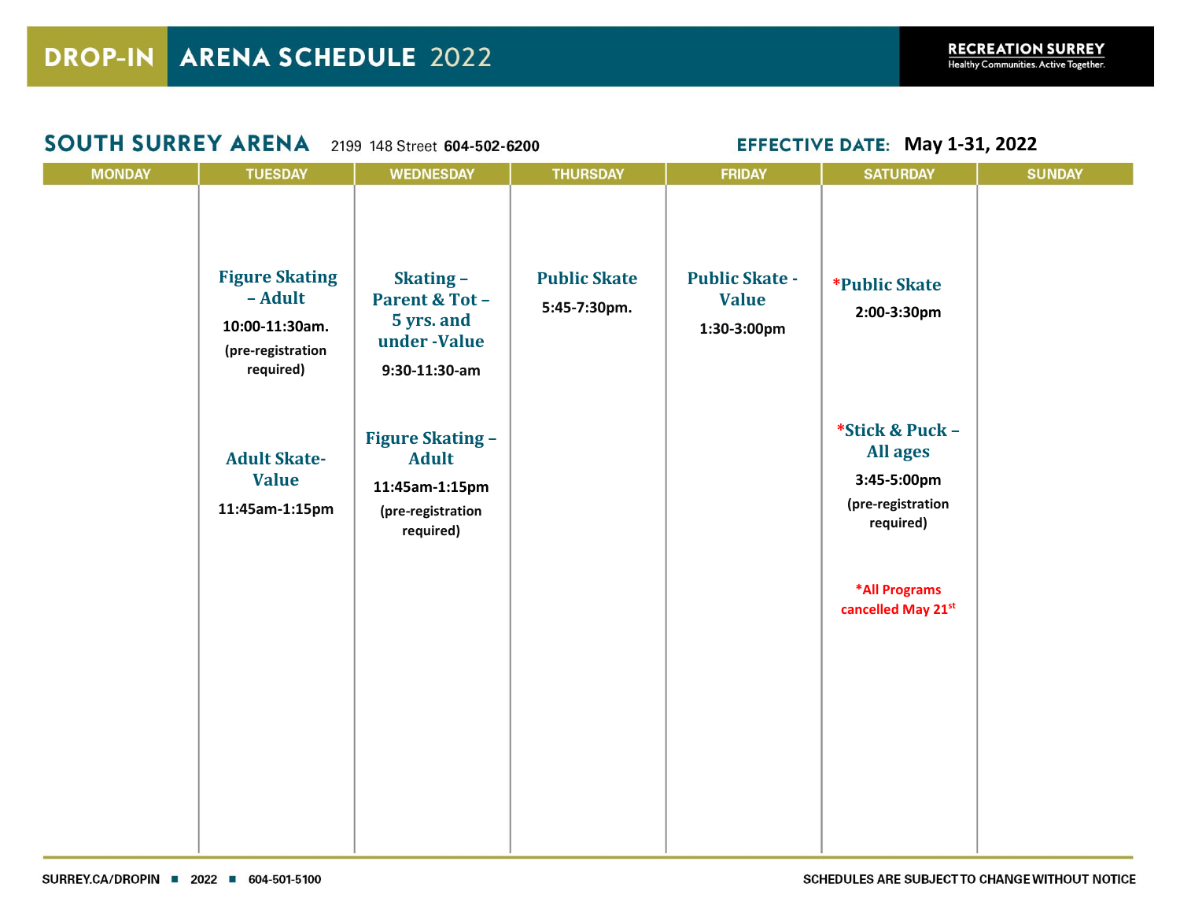# DROP-IN ARENA SCHEDULE 2022

RECREATION SURREY
Healthy Communities. Active Together.

## SOUTH SURREY ARENA

2199 148 Street **604-502-6200**

**EFFECTIVE DATE: May 1-31, 2022**

| MONDAY | TUESDAY | WEDNESDAY | THURSDAY | FRIDAY | SATURDAY | SUNDAY |
|---|---|---|---|---|---|---|
| | **Figure Skating – Adult**<br>10:00-11:30am.<br>(pre-registration required) | **Skating – Parent & Tot – 5 yrs. and under -Value**<br>9:30-11:30-am | **Public Skate**<br>5:45-7:30pm. | **Public Skate - Value**<br>1:30-3:00pm | ***Public Skate**<br>2:00-3:30pm | |
| | **Adult Skate- Value**<br>11:45am-1:15pm | **Figure Skating – Adult**<br>11:45am-1:15pm<br>(pre-registration required) | | | ***Stick & Puck – All ages**<br>3:45-5:00pm<br>(pre-registration required) | |
| | | | | | *All Programs cancelled May 21st | |

SURREY.CA/DROPIN ■ 2022 ■ 604-501-5100

SCHEDULES ARE SUBJECT TO CHANGE WITHOUT NOTICE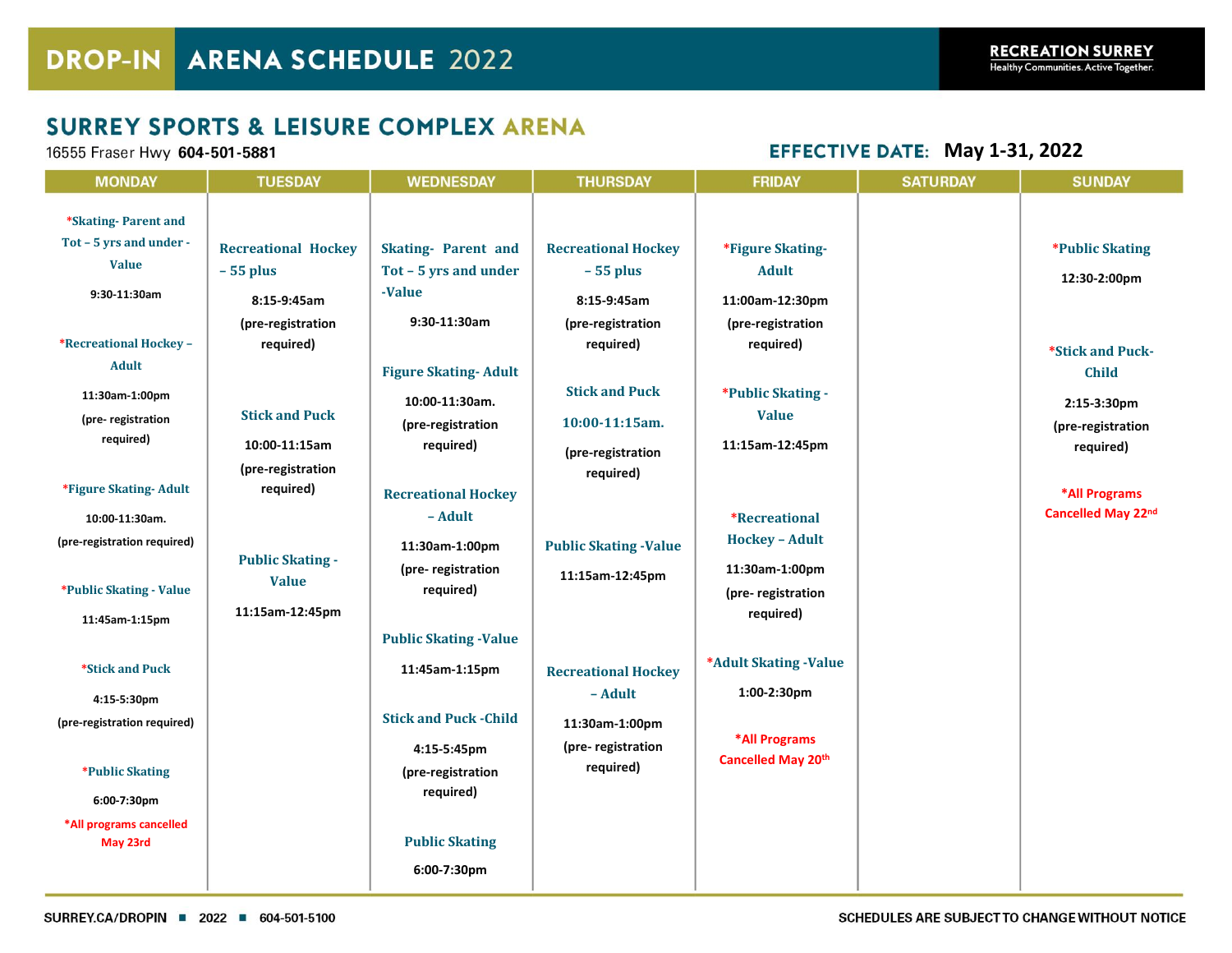# DROP-IN ARENA SCHEDULE 2022

RECREATION SURREY
Healthy Communities. Active Together.

## SURREY SPORTS & LEISURE COMPLEX ARENA

16555 Fraser Hwy **604-501-5881**

**EFFECTIVE DATE: May 1-31, 2022**

| MONDAY | TUESDAY | WEDNESDAY | THURSDAY | FRIDAY | SATURDAY | SUNDAY |
|---|---|---|---|---|---|---|
| *Skating- Parent and Tot – 5 yrs and under - Value<br>9:30-11:30am<br><br>*Recreational Hockey – Adult<br>11:30am-1:00pm<br>(pre- registration required)<br><br>*Figure Skating- Adult<br>10:00-11:30am.<br>(pre-registration required)<br><br>*Public Skating - Value<br>11:45am-1:15pm<br><br>*Stick and Puck<br>4:15-5:30pm<br>(pre-registration required)<br><br>*Public Skating<br>6:00-7:30pm<br><br>*All programs cancelled May 23rd | Recreational Hockey – 55 plus<br>8:15-9:45am<br>(pre-registration required)<br><br>Stick and Puck<br>10:00-11:15am<br>(pre-registration required)<br><br>Public Skating - Value<br>11:15am-12:45pm | Skating- Parent and Tot – 5 yrs and under -Value<br>9:30-11:30am<br><br>Figure Skating- Adult<br>10:00-11:30am.<br>(pre-registration required)<br><br>Recreational Hockey – Adult<br>11:30am-1:00pm<br>(pre- registration required)<br><br>Public Skating -Value<br>11:45am-1:15pm<br><br>Stick and Puck -Child<br>4:15-5:45pm<br>(pre-registration required)<br><br>Public Skating<br>6:00-7:30pm | Recreational Hockey – 55 plus<br>8:15-9:45am<br>(pre-registration required)<br><br>Stick and Puck<br>10:00-11:15am.<br>(pre-registration required)<br><br>Public Skating -Value<br>11:15am-12:45pm<br><br>Recreational Hockey – Adult<br>11:30am-1:00pm<br>(pre- registration required) | *Figure Skating- Adult<br>11:00am-12:30pm<br>(pre-registration required)<br><br>*Public Skating - Value<br>11:15am-12:45pm<br><br>*Recreational Hockey – Adult<br>11:30am-1:00pm<br>(pre- registration required)<br><br>*Adult Skating -Value<br>1:00-2:30pm<br><br>*All Programs Cancelled May 20th | | *Public Skating<br>12:30-2:00pm<br><br>*Stick and Puck- Child<br>2:15-3:30pm<br>(pre-registration required)<br><br>*All Programs Cancelled May 22nd |

SURREY.CA/DROPIN ■ 2022 ■ 604-501-5100

SCHEDULES ARE SUBJECT TO CHANGE WITHOUT NOTICE